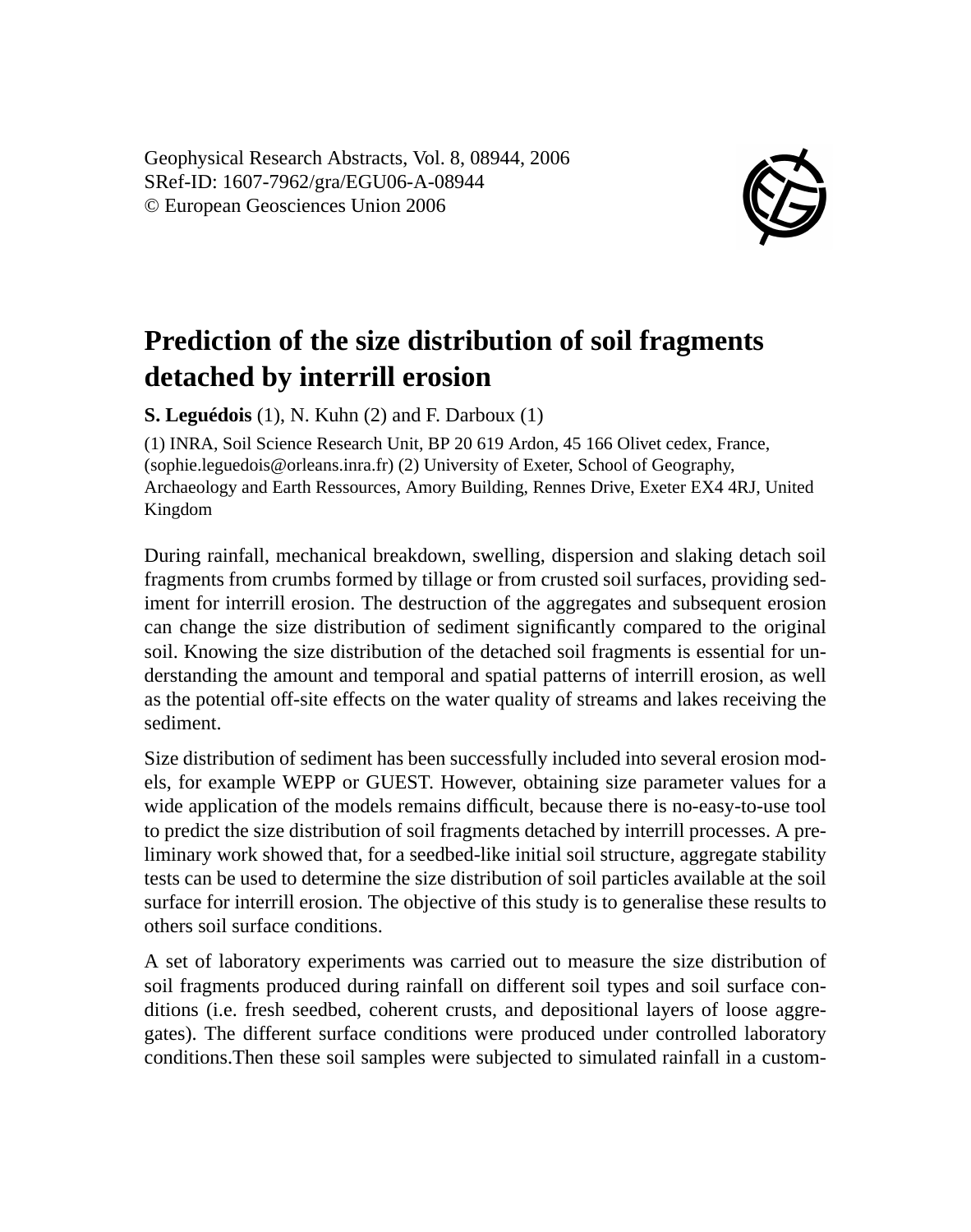Geophysical Research Abstracts, Vol. 8, 08944, 2006
SRef-ID: 1607-7962/gra/EGU06-A-08944
© European Geosciences Union 2006

# Prediction of the size distribution of soil fragments detached by interrill erosion

**S. Leguédois** (1), N. Kuhn (2) and F. Darboux (1)

(1) INRA, Soil Science Research Unit, BP 20 619 Ardon, 45 166 Olivet cedex, France, (sophie.leguedois@orleans.inra.fr) (2) University of Exeter, School of Geography, Archaeology and Earth Ressources, Amory Building, Rennes Drive, Exeter EX4 4RJ, United Kingdom

During rainfall, mechanical breakdown, swelling, dispersion and slaking detach soil fragments from crumbs formed by tillage or from crusted soil surfaces, providing sediment for interrill erosion. The destruction of the aggregates and subsequent erosion can change the size distribution of sediment significantly compared to the original soil. Knowing the size distribution of the detached soil fragments is essential for understanding the amount and temporal and spatial patterns of interrill erosion, as well as the potential off-site effects on the water quality of streams and lakes receiving the sediment.

Size distribution of sediment has been successfully included into several erosion models, for example WEPP or GUEST. However, obtaining size parameter values for a wide application of the models remains difficult, because there is no-easy-to-use tool to predict the size distribution of soil fragments detached by interrill processes. A preliminary work showed that, for a seedbed-like initial soil structure, aggregate stability tests can be used to determine the size distribution of soil particles available at the soil surface for interrill erosion. The objective of this study is to generalise these results to others soil surface conditions.

A set of laboratory experiments was carried out to measure the size distribution of soil fragments produced during rainfall on different soil types and soil surface conditions (i.e. fresh seedbed, coherent crusts, and depositional layers of loose aggregates). The different surface conditions were produced under controlled laboratory conditions.Then these soil samples were subjected to simulated rainfall in a custom-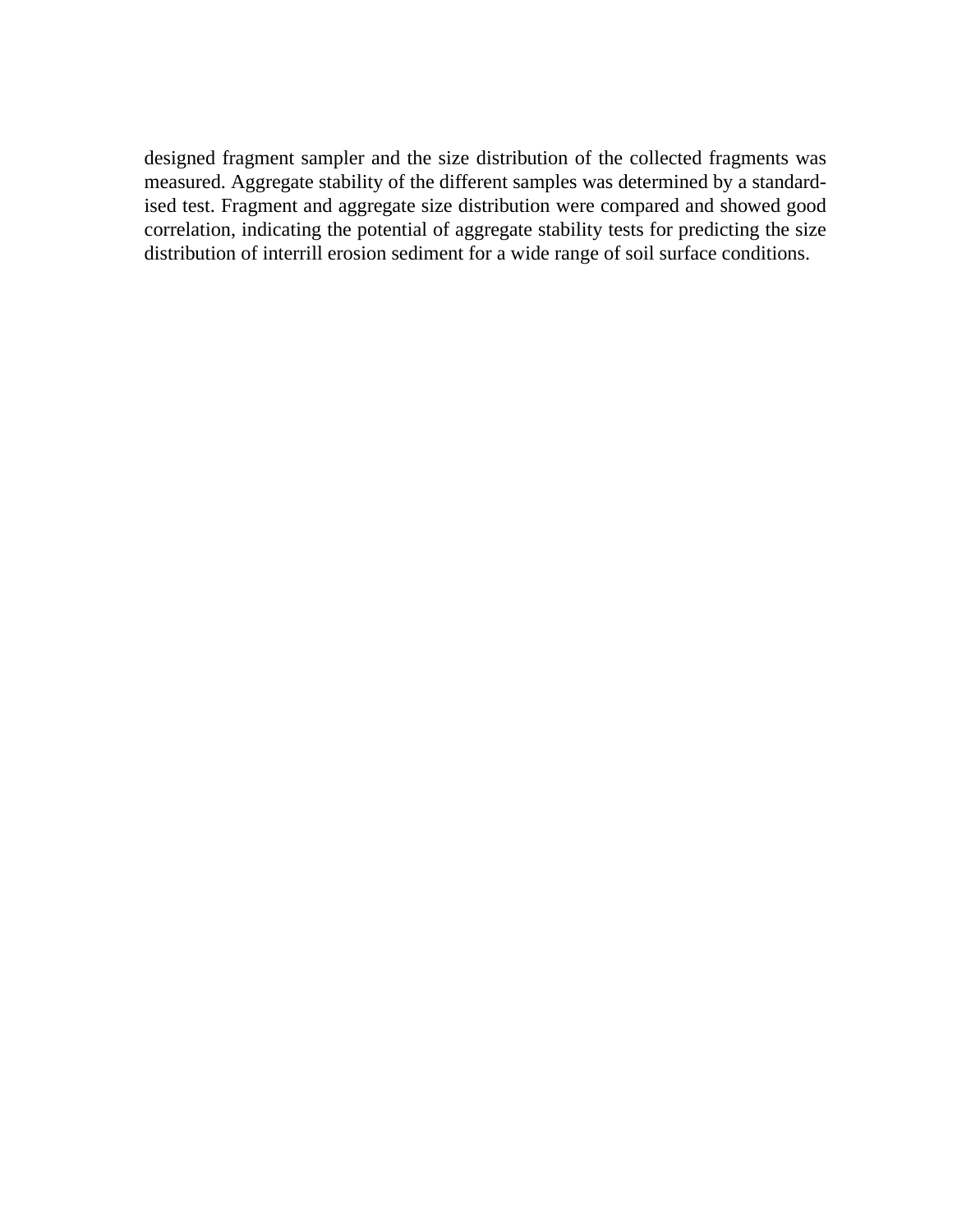designed fragment sampler and the size distribution of the collected fragments was measured. Aggregate stability of the different samples was determined by a standardised test. Fragment and aggregate size distribution were compared and showed good correlation, indicating the potential of aggregate stability tests for predicting the size distribution of interrill erosion sediment for a wide range of soil surface conditions.